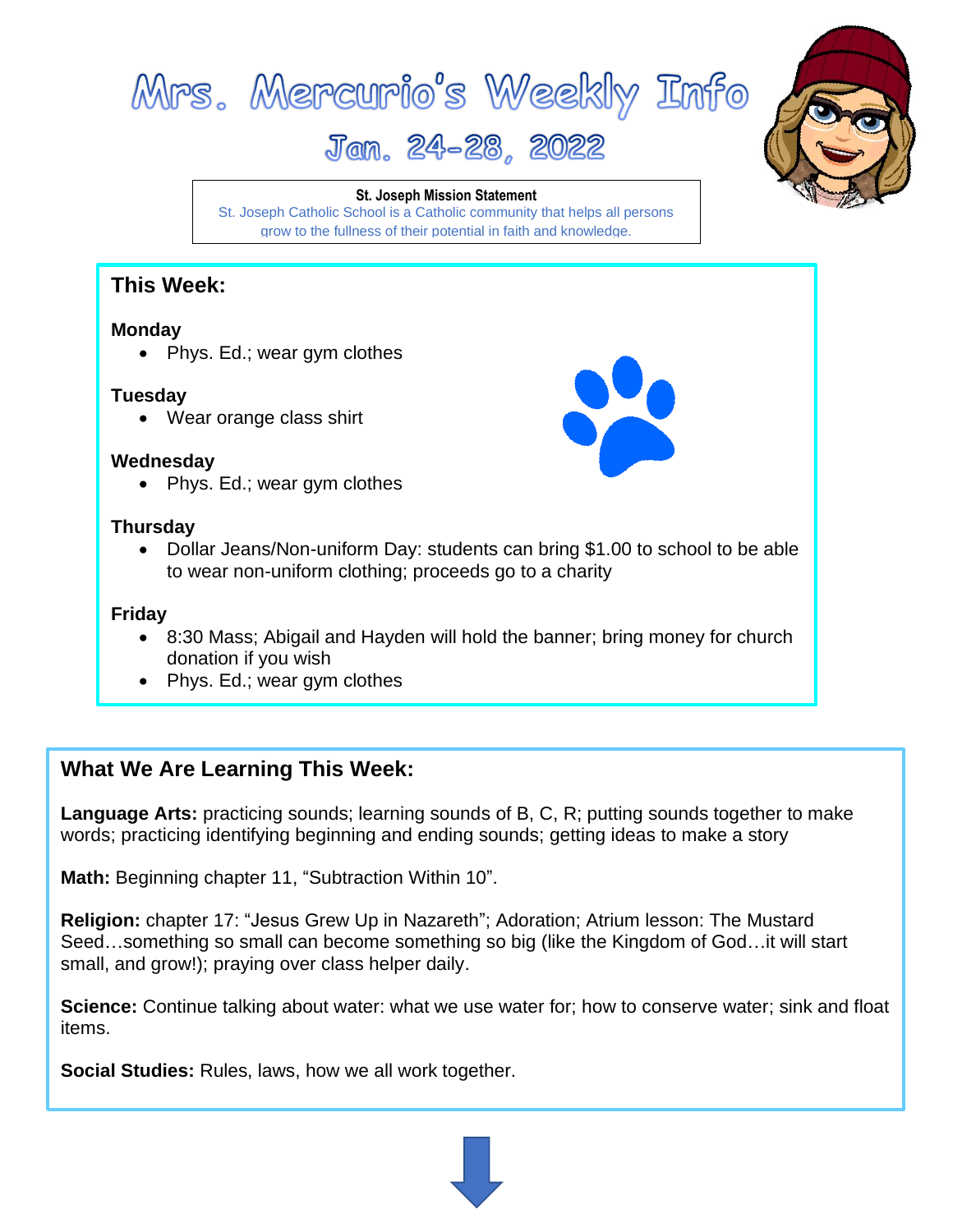# Mrs. Mercurio's Weekly Info

## Jan. 24-28, 2022

**St. Joseph Mission Statement**
St. Joseph Catholic School is a Catholic community that helps all persons grow to the fullness of their potential in faith and knowledge.

## This Week:

**Monday**
- Phys. Ed.; wear gym clothes

**Tuesday**
- Wear orange class shirt

**Wednesday**
- Phys. Ed.; wear gym clothes

**Thursday**
- Dollar Jeans/Non-uniform Day: students can bring $1.00 to school to be able to wear non-uniform clothing; proceeds go to a charity

**Friday**
- 8:30 Mass; Abigail and Hayden will hold the banner; bring money for church donation if you wish
- Phys. Ed.; wear gym clothes

## What We Are Learning This Week:

**Language Arts:** practicing sounds; learning sounds of B, C, R; putting sounds together to make words; practicing identifying beginning and ending sounds; getting ideas to make a story

**Math:** Beginning chapter 11, "Subtraction Within 10".

**Religion:** chapter 17: "Jesus Grew Up in Nazareth"; Adoration; Atrium lesson: The Mustard Seed…something so small can become something so big (like the Kingdom of God…it will start small, and grow!); praying over class helper daily.

**Science:** Continue talking about water: what we use water for; how to conserve water; sink and float items.

**Social Studies:** Rules, laws, how we all work together.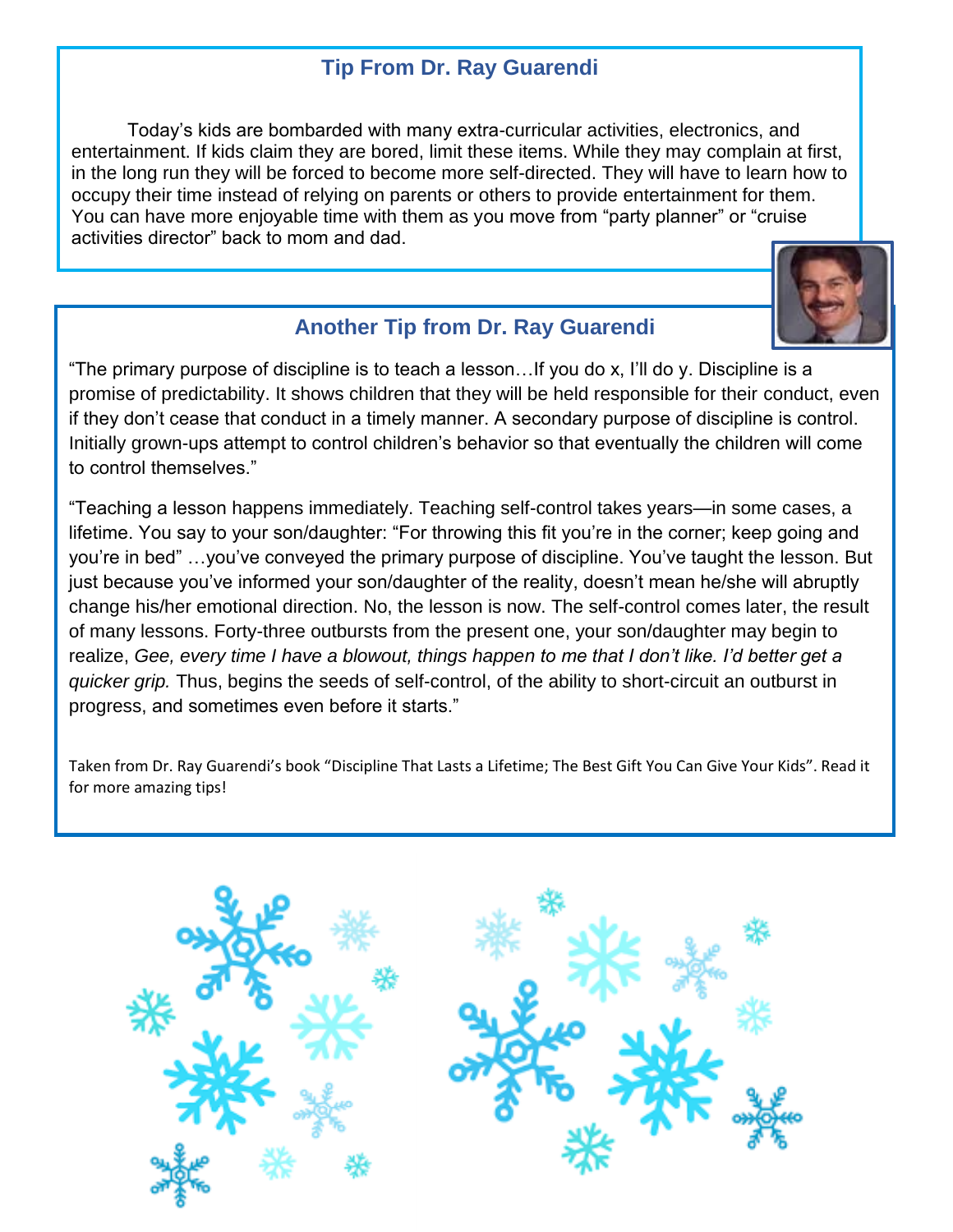## Tip From Dr. Ray Guarendi

Today's kids are bombarded with many extra-curricular activities, electronics, and entertainment. If kids claim they are bored, limit these items. While they may complain at first, in the long run they will be forced to become more self-directed. They will have to learn how to occupy their time instead of relying on parents or others to provide entertainment for them. You can have more enjoyable time with them as you move from "party planner" or "cruise activities director" back to mom and dad.

## Another Tip from Dr. Ray Guarendi

"The primary purpose of discipline is to teach a lesson…If you do x, I'll do y. Discipline is a promise of predictability. It shows children that they will be held responsible for their conduct, even if they don't cease that conduct in a timely manner. A secondary purpose of discipline is control. Initially grown-ups attempt to control children's behavior so that eventually the children will come to control themselves."

"Teaching a lesson happens immediately. Teaching self-control takes years—in some cases, a lifetime. You say to your son/daughter: "For throwing this fit you're in the corner; keep going and you're in bed" …you've conveyed the primary purpose of discipline. You've taught the lesson. But just because you've informed your son/daughter of the reality, doesn't mean he/she will abruptly change his/her emotional direction. No, the lesson is now. The self-control comes later, the result of many lessons. Forty-three outbursts from the present one, your son/daughter may begin to realize, *Gee, every time I have a blowout, things happen to me that I don't like. I'd better get a quicker grip.* Thus, begins the seeds of self-control, of the ability to short-circuit an outburst in progress, and sometimes even before it starts."

Taken from Dr. Ray Guarendi's book "Discipline That Lasts a Lifetime; The Best Gift You Can Give Your Kids". Read it for more amazing tips!